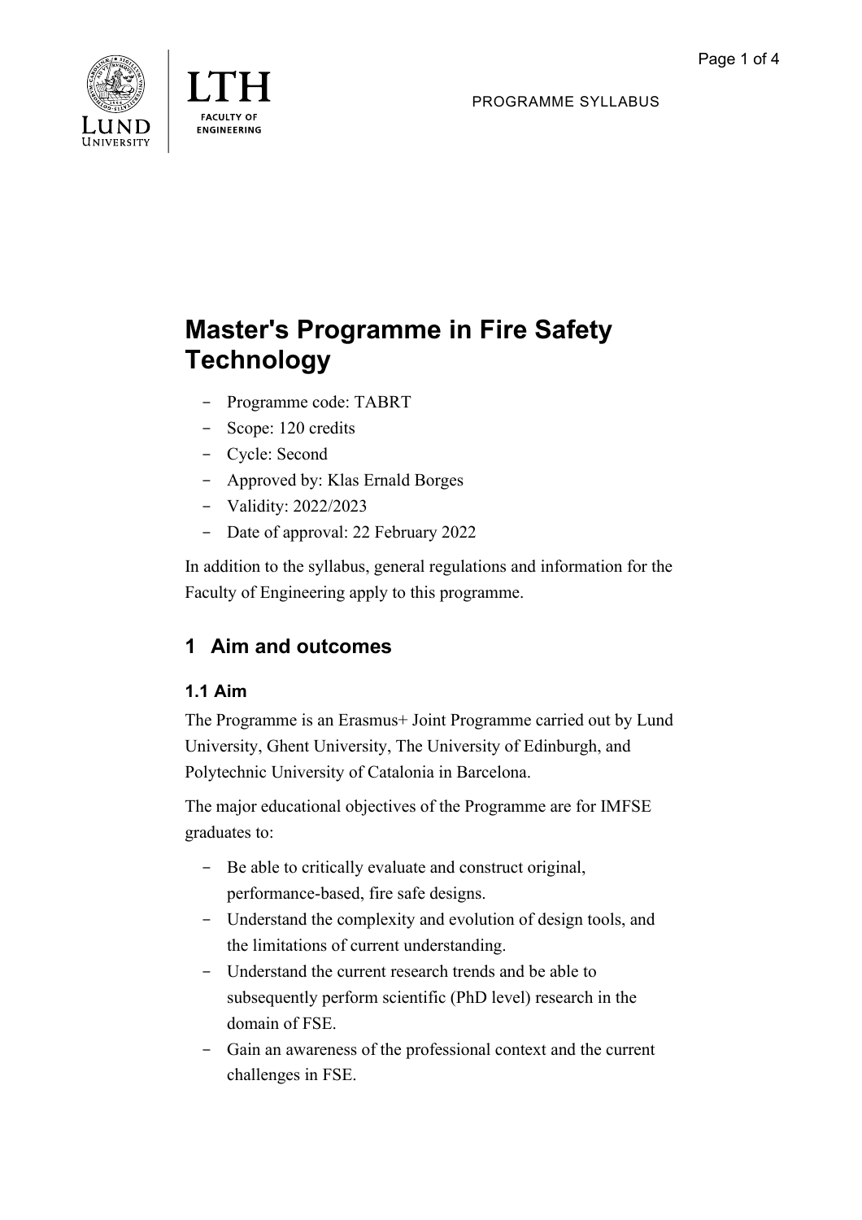PROGRAMME SYLLABUS

# Master's Programme in Fire Safety Technology

- Programme code: TABRT
- Scope: 120 credits
- Cycle: Second
- Approved by: Klas Ernald Borges
- Validity: 2022/2023
- Date of approval: 22 February 2022

In addition to the syllabus, general regulations and information for the Faculty of Engineering apply to this programme.

## 1 Aim and outcomes

### 1.1 Aim

The Programme is an Erasmus+ Joint Programme carried out by Lund University, Ghent University, The University of Edinburgh, and Polytechnic University of Catalonia in Barcelona.

The major educational objectives of the Programme are for IMFSE graduates to:

- Be able to critically evaluate and construct original, performance-based, fire safe designs.
- Understand the complexity and evolution of design tools, and the limitations of current understanding.
- Understand the current research trends and be able to subsequently perform scientific (PhD level) research in the domain of FSE.
- Gain an awareness of the professional context and the current challenges in FSE.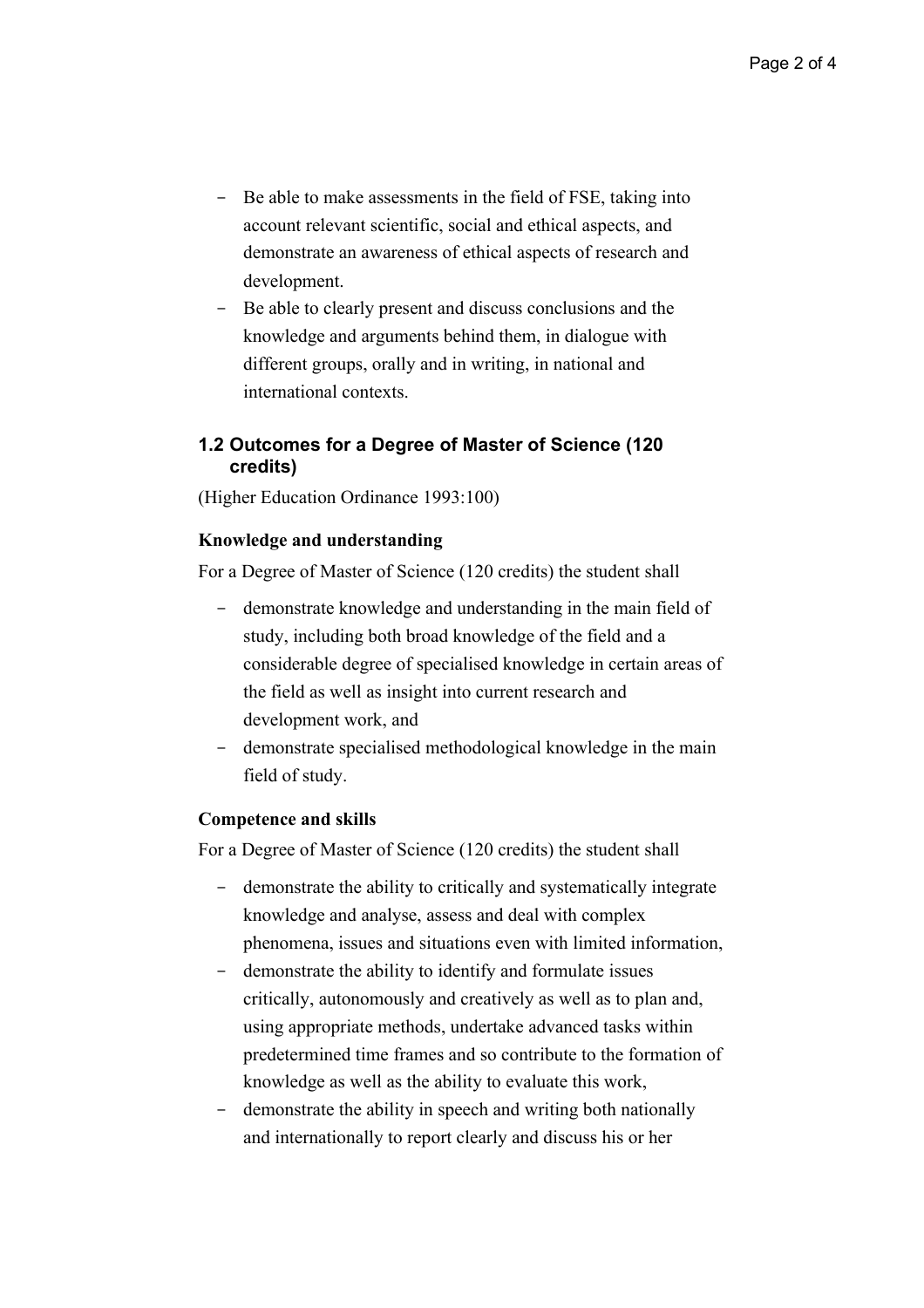- Be able to make assessments in the field of FSE, taking into account relevant scientific, social and ethical aspects, and demonstrate an awareness of ethical aspects of research and development.
- Be able to clearly present and discuss conclusions and the knowledge and arguments behind them, in dialogue with different groups, orally and in writing, in national and international contexts.

### 1.2 Outcomes for a Degree of Master of Science (120 credits)

(Higher Education Ordinance 1993:100)

#### Knowledge and understanding

For a Degree of Master of Science (120 credits) the student shall

- demonstrate knowledge and understanding in the main field of study, including both broad knowledge of the field and a considerable degree of specialised knowledge in certain areas of the field as well as insight into current research and development work, and
- demonstrate specialised methodological knowledge in the main field of study.

#### Competence and skills

For a Degree of Master of Science (120 credits) the student shall

- demonstrate the ability to critically and systematically integrate knowledge and analyse, assess and deal with complex phenomena, issues and situations even with limited information,
- demonstrate the ability to identify and formulate issues critically, autonomously and creatively as well as to plan and, using appropriate methods, undertake advanced tasks within predetermined time frames and so contribute to the formation of knowledge as well as the ability to evaluate this work,
- demonstrate the ability in speech and writing both nationally and internationally to report clearly and discuss his or her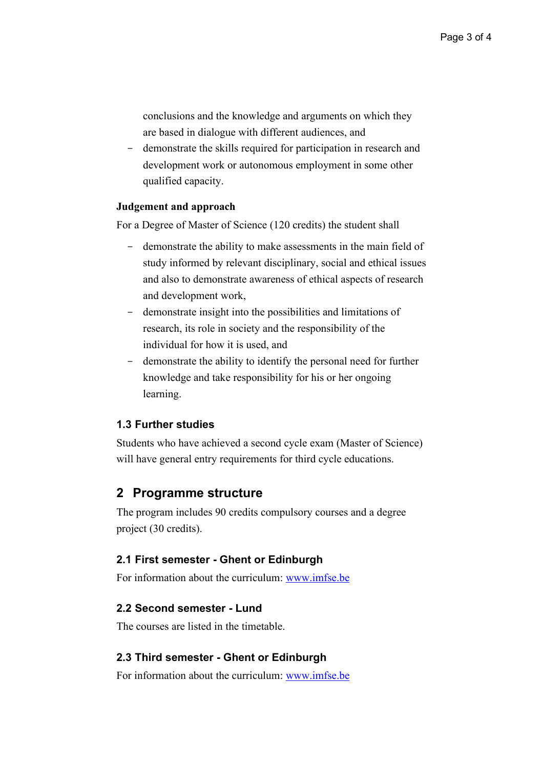conclusions and the knowledge and arguments on which they are based in dialogue with different audiences, and

- demonstrate the skills required for participation in research and development work or autonomous employment in some other qualified capacity.

**Judgement and approach**

For a Degree of Master of Science (120 credits) the student shall

- demonstrate the ability to make assessments in the main field of study informed by relevant disciplinary, social and ethical issues and also to demonstrate awareness of ethical aspects of research and development work,
- demonstrate insight into the possibilities and limitations of research, its role in society and the responsibility of the individual for how it is used, and
- demonstrate the ability to identify the personal need for further knowledge and take responsibility for his or her ongoing learning.

### 1.3 Further studies

Students who have achieved a second cycle exam (Master of Science) will have general entry requirements for third cycle educations.

## 2 Programme structure

The program includes 90 credits compulsory courses and a degree project (30 credits).

### 2.1 First semester - Ghent or Edinburgh

For information about the curriculum: [www.imfse.be](www.imfse.be)

### 2.2 Second semester - Lund

The courses are listed in the timetable.

### 2.3 Third semester - Ghent or Edinburgh

For information about the curriculum: [www.imfse.be](www.imfse.be)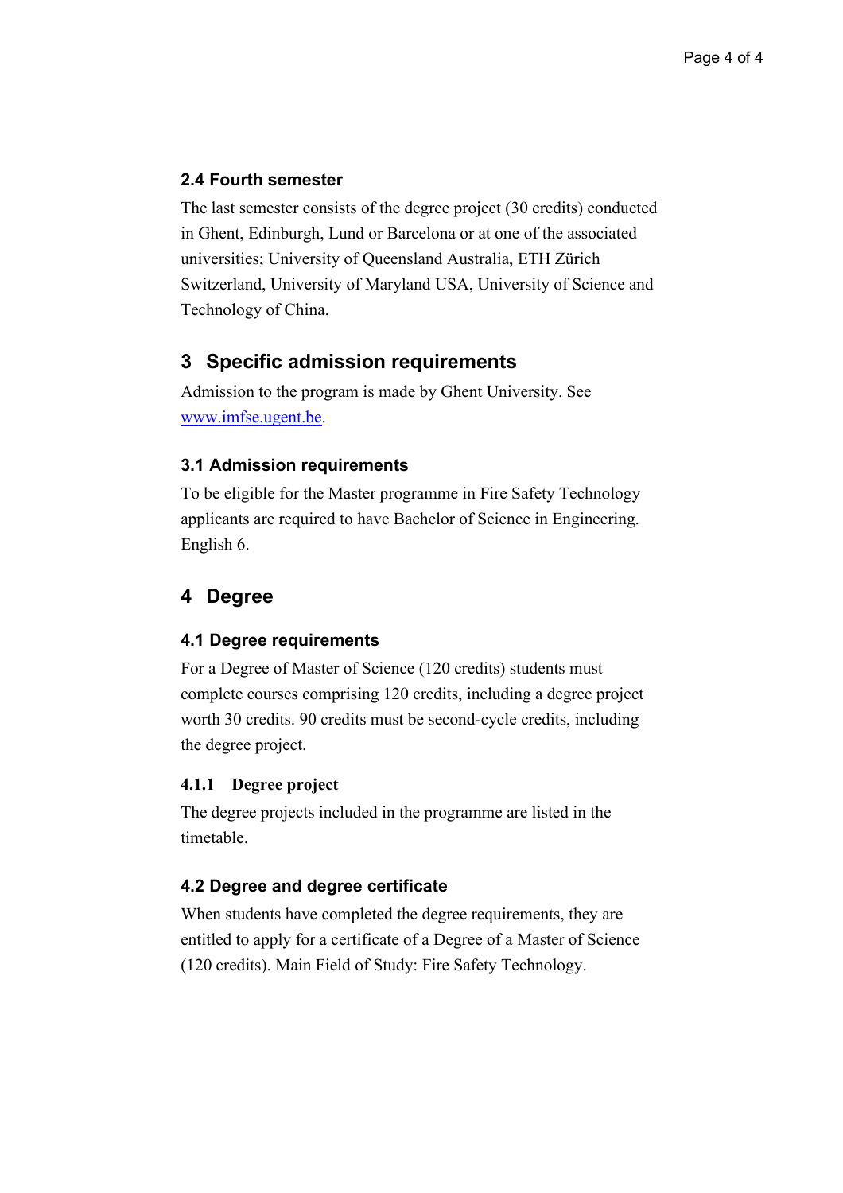### 2.4 Fourth semester

The last semester consists of the degree project (30 credits) conducted in Ghent, Edinburgh, Lund or Barcelona or at one of the associated universities; University of Queensland Australia, ETH Zürich Switzerland, University of Maryland USA, University of Science and Technology of China.

## 3 Specific admission requirements

Admission to the program is made by Ghent University. See [www.imfse.ugent.be](http://www.imfse.ugent.be).

### 3.1 Admission requirements

To be eligible for the Master programme in Fire Safety Technology applicants are required to have Bachelor of Science in Engineering. English 6.

## 4 Degree

### 4.1 Degree requirements

For a Degree of Master of Science (120 credits) students must complete courses comprising 120 credits, including a degree project worth 30 credits. 90 credits must be second-cycle credits, including the degree project.

#### 4.1.1 Degree project

The degree projects included in the programme are listed in the timetable.

### 4.2 Degree and degree certificate

When students have completed the degree requirements, they are entitled to apply for a certificate of a Degree of a Master of Science (120 credits). Main Field of Study: Fire Safety Technology.